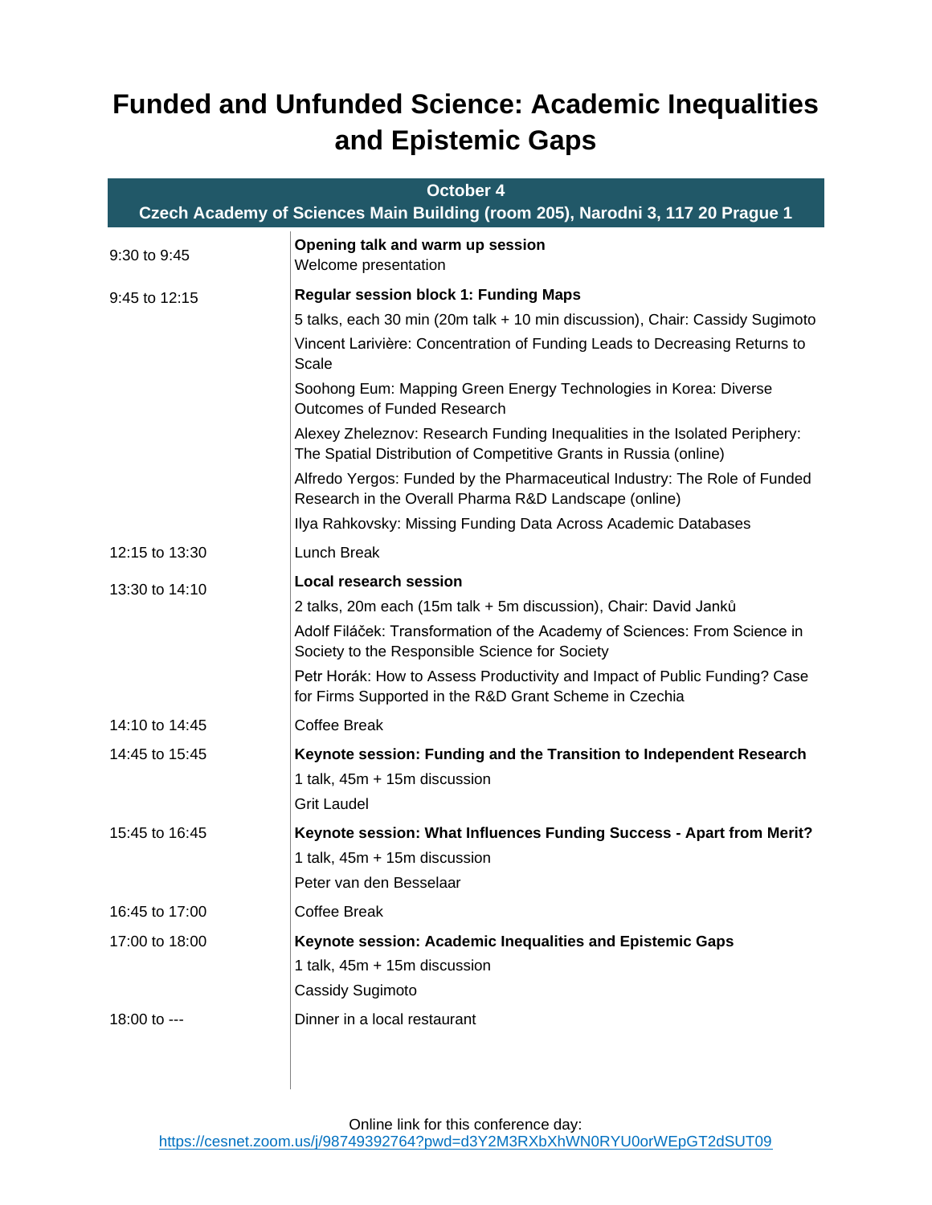# Funded and Unfunded Science: Academic Inequalities and Epistemic Gaps

| October 4<br>Czech Academy of Sciences Main Building (room 205), Narodni 3, 117 20 Prague 1 | |
|---|---|
| 9:30 to 9:45 | **Opening talk and warm up session**<br>Welcome presentation |
| 9:45 to 12:15 | **Regular session block 1: Funding Maps**<br>5 talks, each 30 min (20m talk + 10 min discussion), Chair: Cassidy Sugimoto<br>Vincent Larivière: Concentration of Funding Leads to Decreasing Returns to Scale<br>Soohong Eum: Mapping Green Energy Technologies in Korea: Diverse Outcomes of Funded Research<br>Alexey Zheleznov: Research Funding Inequalities in the Isolated Periphery: The Spatial Distribution of Competitive Grants in Russia (online)<br>Alfredo Yergos: Funded by the Pharmaceutical Industry: The Role of Funded Research in the Overall Pharma R&D Landscape (online)<br>Ilya Rahkovsky: Missing Funding Data Across Academic Databases |
| 12:15 to 13:30 | Lunch Break |
| 13:30 to 14:10 | **Local research session**<br>2 talks, 20m each (15m talk + 5m discussion), Chair: David Janků<br>Adolf Filáček: Transformation of the Academy of Sciences: From Science in Society to the Responsible Science for Society<br>Petr Horák: How to Assess Productivity and Impact of Public Funding? Case for Firms Supported in the R&D Grant Scheme in Czechia |
| 14:10 to 14:45 | Coffee Break |
| 14:45 to 15:45 | **Keynote session: Funding and the Transition to Independent Research**<br>1 talk, 45m + 15m discussion<br>Grit Laudel |
| 15:45 to 16:45 | **Keynote session: What Influences Funding Success - Apart from Merit?**<br>1 talk, 45m + 15m discussion<br>Peter van den Besselaar |
| 16:45 to 17:00 | Coffee Break |
| 17:00 to 18:00 | **Keynote session: Academic Inequalities and Epistemic Gaps**<br>1 talk, 45m + 15m discussion<br>Cassidy Sugimoto |
| 18:00 to --- | Dinner in a local restaurant |

Online link for this conference day:
https://cesnet.zoom.us/j/98749392764?pwd=d3Y2M3RXbXhWN0RYU0orWEpGT2dSUT09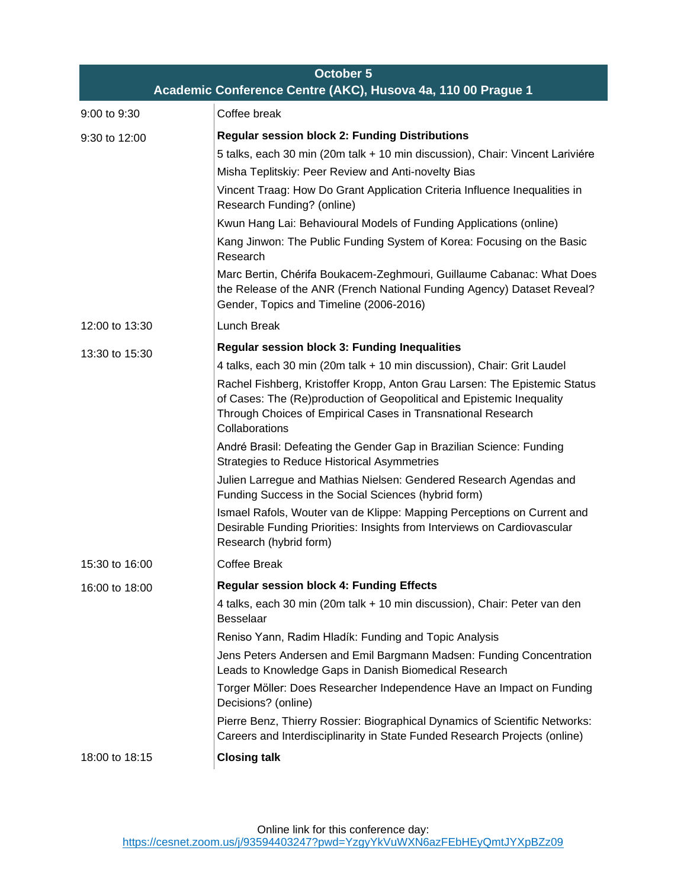## October 5
## Academic Conference Centre (AKC), Husova 4a, 110 00 Prague 1

| | |
|---|---|
| 9:00 to 9:30 | Coffee break |
| 9:30 to 12:00 | **Regular session block 2: Funding Distributions**<br>5 talks, each 30 min (20m talk + 10 min discussion), Chair: Vincent Lariviére<br>Misha Teplitskiy: Peer Review and Anti-novelty Bias<br>Vincent Traag: How Do Grant Application Criteria Influence Inequalities in Research Funding? (online)<br>Kwun Hang Lai: Behavioural Models of Funding Applications (online)<br>Kang Jinwon: The Public Funding System of Korea: Focusing on the Basic Research<br>Marc Bertin, Chérifa Boukacem-Zeghmouri, Guillaume Cabanac: What Does the Release of the ANR (French National Funding Agency) Dataset Reveal? Gender, Topics and Timeline (2006-2016) |
| 12:00 to 13:30 | Lunch Break |
| 13:30 to 15:30 | **Regular session block 3: Funding Inequalities**<br>4 talks, each 30 min (20m talk + 10 min discussion), Chair: Grit Laudel<br>Rachel Fishberg, Kristoffer Kropp, Anton Grau Larsen: The Epistemic Status of Cases: The (Re)production of Geopolitical and Epistemic Inequality Through Choices of Empirical Cases in Transnational Research Collaborations<br>André Brasil: Defeating the Gender Gap in Brazilian Science: Funding Strategies to Reduce Historical Asymmetries<br>Julien Larregue and Mathias Nielsen: Gendered Research Agendas and Funding Success in the Social Sciences (hybrid form)<br>Ismael Rafols, Wouter van de Klippe: Mapping Perceptions on Current and Desirable Funding Priorities: Insights from Interviews on Cardiovascular Research (hybrid form) |
| 15:30 to 16:00 | Coffee Break |
| 16:00 to 18:00 | **Regular session block 4: Funding Effects**<br>4 talks, each 30 min (20m talk + 10 min discussion), Chair: Peter van den Besselaar<br>Reniso Yann, Radim Hladík: Funding and Topic Analysis<br>Jens Peters Andersen and Emil Bargmann Madsen: Funding Concentration Leads to Knowledge Gaps in Danish Biomedical Research<br>Torger Möller: Does Researcher Independence Have an Impact on Funding Decisions? (online)<br>Pierre Benz, Thierry Rossier: Biographical Dynamics of Scientific Networks: Careers and Interdisciplinarity in State Funded Research Projects (online) |
| 18:00 to 18:15 | **Closing talk** |

Online link for this conference day:
https://cesnet.zoom.us/j/93594403247?pwd=YzgyYkVuWXN6azFEbHEyQmtJYXpBZz09